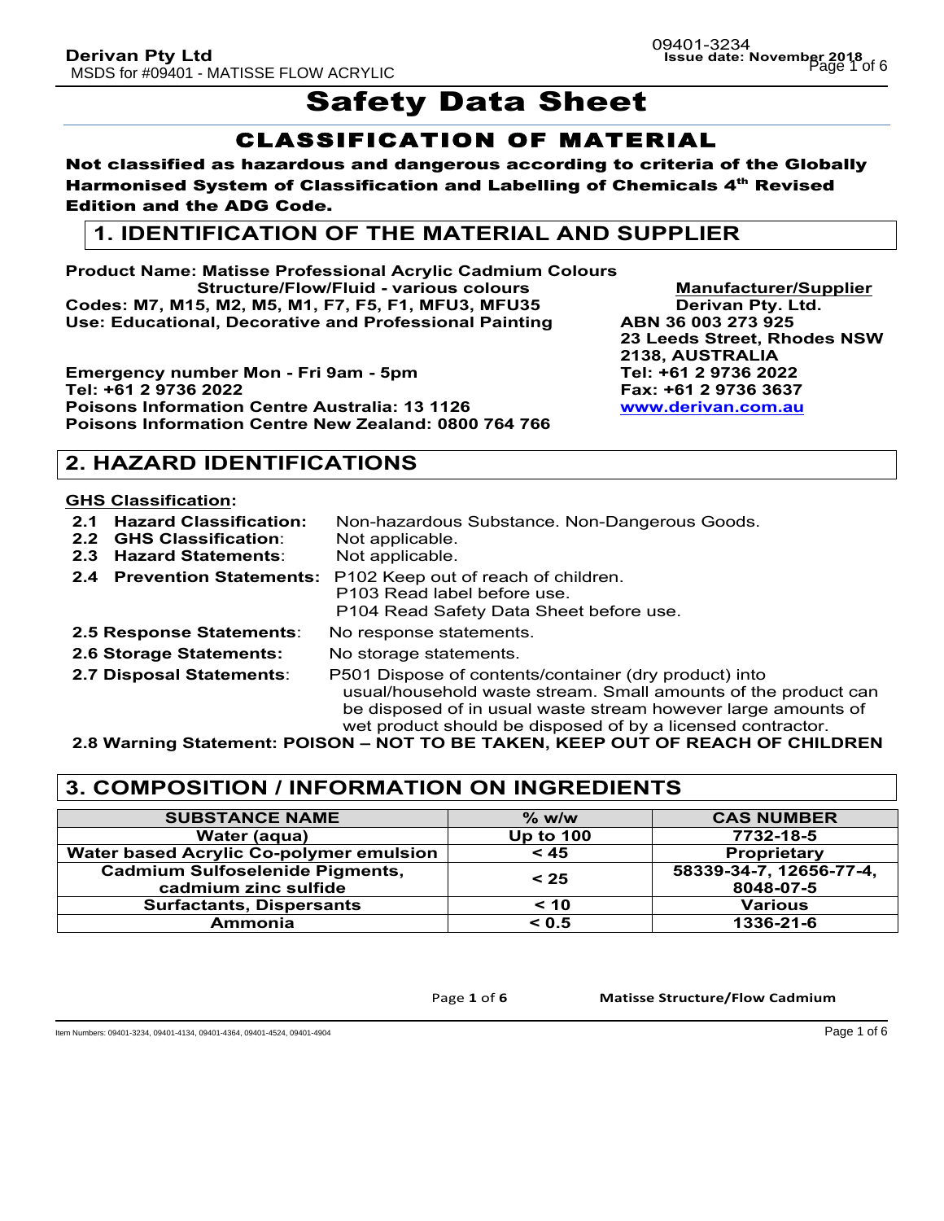# Safety Data Sheet

## CLASSIFICATION OF MATERIAL

**Not classified as hazardous and dangerous according to criteria of the Globally Harmonised System of Classification and Labelling of Chemicals 4th Revised Edition and the ADG Code.**

## 1. IDENTIFICATION OF THE MATERIAL AND SUPPLIER

**Product Name: Matisse Professional Acrylic Cadmium Colours Structure/Flow/Fluid - various colours**
**Codes: M7, M15, M2, M5, M1, F7, F5, F1, MFU3, MFU35**
**Use: Educational, Decorative and Professional Painting**

**Emergency number Mon - Fri 9am - 5pm**
**Tel: +61 2 9736 2022**
**Poisons Information Centre Australia: 13 1126**
**Poisons Information Centre New Zealand: 0800 764 766**

**Manufacturer/Supplier**
**Derivan Pty. Ltd.**
**ABN 36 003 273 925**
**23 Leeds Street, Rhodes NSW 2138, AUSTRALIA**
**Tel: +61 2 9736 2022**
**Fax: +61 2 9736 3637**
**www.derivan.com.au**

## 2. HAZARD IDENTIFICATIONS

**GHS Classification:**

- **2.1 Hazard Classification:** Non-hazardous Substance. Non-Dangerous Goods.
- **2.2 GHS Classification:** Not applicable.
- **2.3 Hazard Statements:** Not applicable.
- **2.4 Prevention Statements:** P102 Keep out of reach of children. P103 Read label before use. P104 Read Safety Data Sheet before use.
- **2.5 Response Statements:** No response statements.
- **2.6 Storage Statements:** No storage statements.
- **2.7 Disposal Statements:** P501 Dispose of contents/container (dry product) into usual/household waste stream. Small amounts of the product can be disposed of in usual waste stream however large amounts of wet product should be disposed of by a licensed contractor.
- **2.8 Warning Statement: POISON – NOT TO BE TAKEN, KEEP OUT OF REACH OF CHILDREN**

## 3. COMPOSITION / INFORMATION ON INGREDIENTS

| SUBSTANCE NAME | % w/w | CAS NUMBER |
|---|---|---|
| Water (aqua) | Up to 100 | 7732-18-5 |
| Water based Acrylic Co-polymer emulsion | < 45 | Proprietary |
| Cadmium Sulfoselenide Pigments, cadmium zinc sulfide | < 25 | 58339-34-7, 12656-77-4, 8048-07-5 |
| Surfactants, Dispersants | < 10 | Various |
| Ammonia | < 0.5 | 1336-21-6 |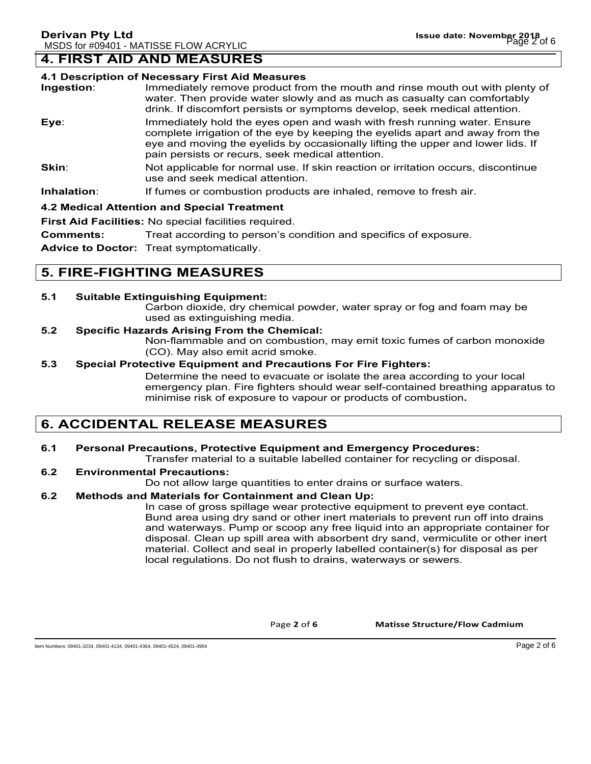## 4. FIRST AID AND MEASURES

### 4.1 Description of Necessary First Aid Measures

**Ingestion**: Immediately remove product from the mouth and rinse mouth out with plenty of water. Then provide water slowly and as much as casualty can comfortably drink. If discomfort persists or symptoms develop, seek medical attention.

**Eye**: Immediately hold the eyes open and wash with fresh running water. Ensure complete irrigation of the eye by keeping the eyelids apart and away from the eye and moving the eyelids by occasionally lifting the upper and lower lids. If pain persists or recurs, seek medical attention.

**Skin**: Not applicable for normal use. If skin reaction or irritation occurs, discontinue use and seek medical attention.

**Inhalation**: If fumes or combustion products are inhaled, remove to fresh air.

### 4.2 Medical Attention and Special Treatment

**First Aid Facilities:** No special facilities required.

**Comments:** Treat according to person's condition and specifics of exposure.

**Advice to Doctor:** Treat symptomatically.

## 5. FIRE-FIGHTING MEASURES

**5.1 Suitable Extinguishing Equipment:**

Carbon dioxide, dry chemical powder, water spray or fog and foam may be used as extinguishing media.

**5.2 Specific Hazards Arising From the Chemical:**

Non-flammable and on combustion, may emit toxic fumes of carbon monoxide (CO). May also emit acrid smoke.

**5.3 Special Protective Equipment and Precautions For Fire Fighters:**

Determine the need to evacuate or isolate the area according to your local emergency plan. Fire fighters should wear self-contained breathing apparatus to minimise risk of exposure to vapour or products of combustion**.**

## 6. ACCIDENTAL RELEASE MEASURES

**6.1 Personal Precautions, Protective Equipment and Emergency Procedures:**

Transfer material to a suitable labelled container for recycling or disposal.

**6.2 Environmental Precautions:**

Do not allow large quantities to enter drains or surface waters.

**6.2 Methods and Materials for Containment and Clean Up:**

In case of gross spillage wear protective equipment to prevent eye contact. Bund area using dry sand or other inert materials to prevent run off into drains and waterways. Pump or scoop any free liquid into an appropriate container for disposal. Clean up spill area with absorbent dry sand, vermiculite or other inert material. Collect and seal in properly labelled container(s) for disposal as per local regulations. Do not flush to drains, waterways or sewers.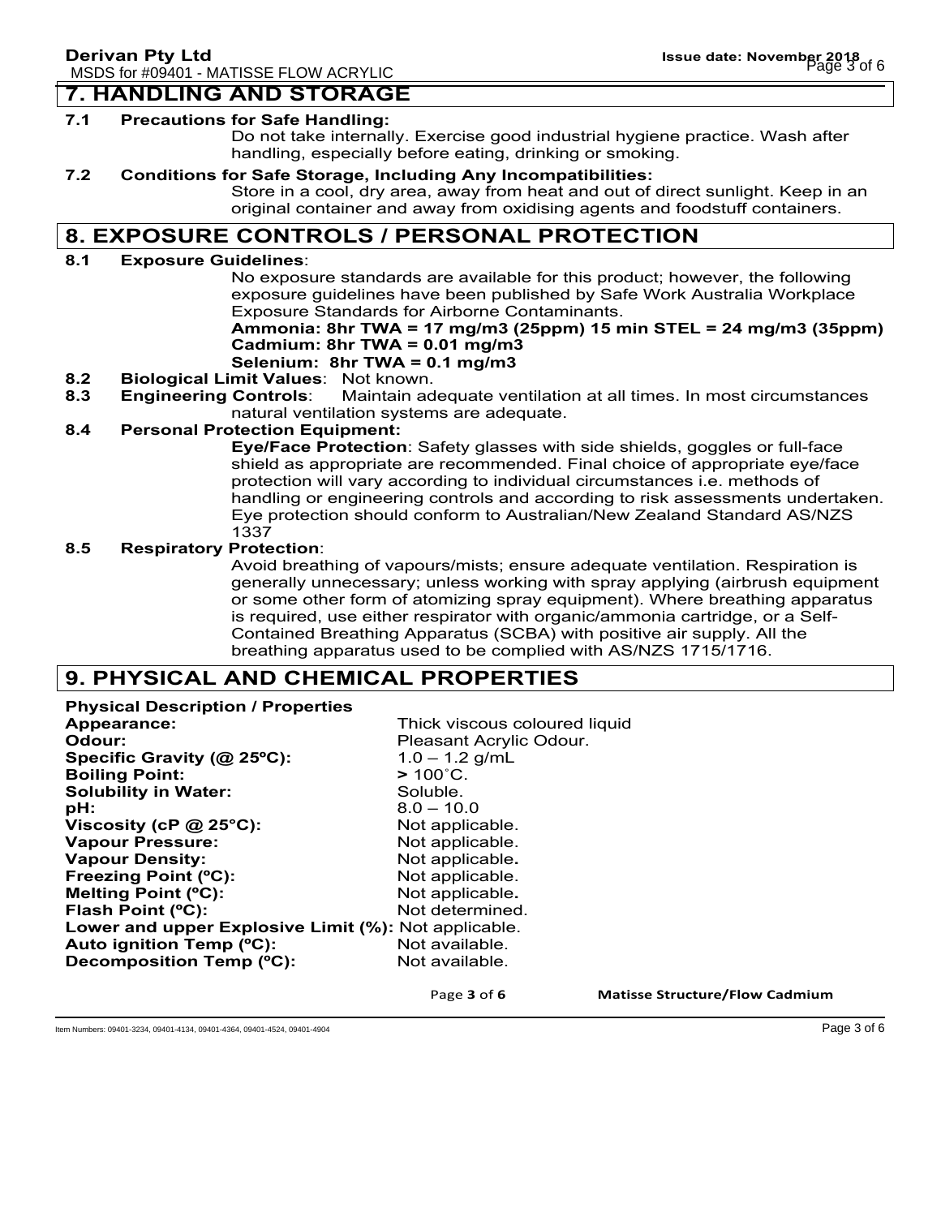## 7. HANDLING AND STORAGE

**7.1 Precautions for Safe Handling:**

Do not take internally. Exercise good industrial hygiene practice. Wash after handling, especially before eating, drinking or smoking.

**7.2 Conditions for Safe Storage, Including Any Incompatibilities:**

Store in a cool, dry area, away from heat and out of direct sunlight. Keep in an original container and away from oxidising agents and foodstuff containers.

## 8. EXPOSURE CONTROLS / PERSONAL PROTECTION

**8.1 Exposure Guidelines**:

No exposure standards are available for this product; however, the following exposure guidelines have been published by Safe Work Australia Workplace Exposure Standards for Airborne Contaminants.

**Ammonia: 8hr TWA = 17 mg/m3 (25ppm) 15 min STEL = 24 mg/m3 (35ppm)**
**Cadmium: 8hr TWA = 0.01 mg/m3**
**Selenium: 8hr TWA = 0.1 mg/m3**

**8.2 Biological Limit Values**: Not known.

**8.3 Engineering Controls**: Maintain adequate ventilation at all times. In most circumstances natural ventilation systems are adequate.

**8.4 Personal Protection Equipment:**

**Eye/Face Protection**: Safety glasses with side shields, goggles or full-face shield as appropriate are recommended. Final choice of appropriate eye/face protection will vary according to individual circumstances i.e. methods of handling or engineering controls and according to risk assessments undertaken. Eye protection should conform to Australian/New Zealand Standard AS/NZS 1337

**8.5 Respiratory Protection**:

Avoid breathing of vapours/mists; ensure adequate ventilation. Respiration is generally unnecessary; unless working with spray applying (airbrush equipment or some other form of atomizing spray equipment). Where breathing apparatus is required, use either respirator with organic/ammonia cartridge, or a Self-Contained Breathing Apparatus (SCBA) with positive air supply. All the breathing apparatus used to be complied with AS/NZS 1715/1716.

## 9. PHYSICAL AND CHEMICAL PROPERTIES

**Physical Description / Properties**

| | |
|---|---|
| **Appearance:** | Thick viscous coloured liquid |
| **Odour:** | Pleasant Acrylic Odour. |
| **Specific Gravity (@ 25ºC):** | 1.0 – 1.2 g/mL |
| **Boiling Point:** | **>** 100˚C. |
| **Solubility in Water:** | Soluble. |
| **pH:** | 8.0 – 10.0 |
| **Viscosity (cP @ 25°C):** | Not applicable. |
| **Vapour Pressure:** | Not applicable. |
| **Vapour Density:** | Not applicable. |
| **Freezing Point (ºC):** | Not applicable. |
| **Melting Point (ºC):** | Not applicable. |
| **Flash Point (ºC):** | Not determined. |
| **Lower and upper Explosive Limit (%):** | Not applicable. |
| **Auto ignition Temp (ºC):** | Not available. |
| **Decomposition Temp (ºC):** | Not available. |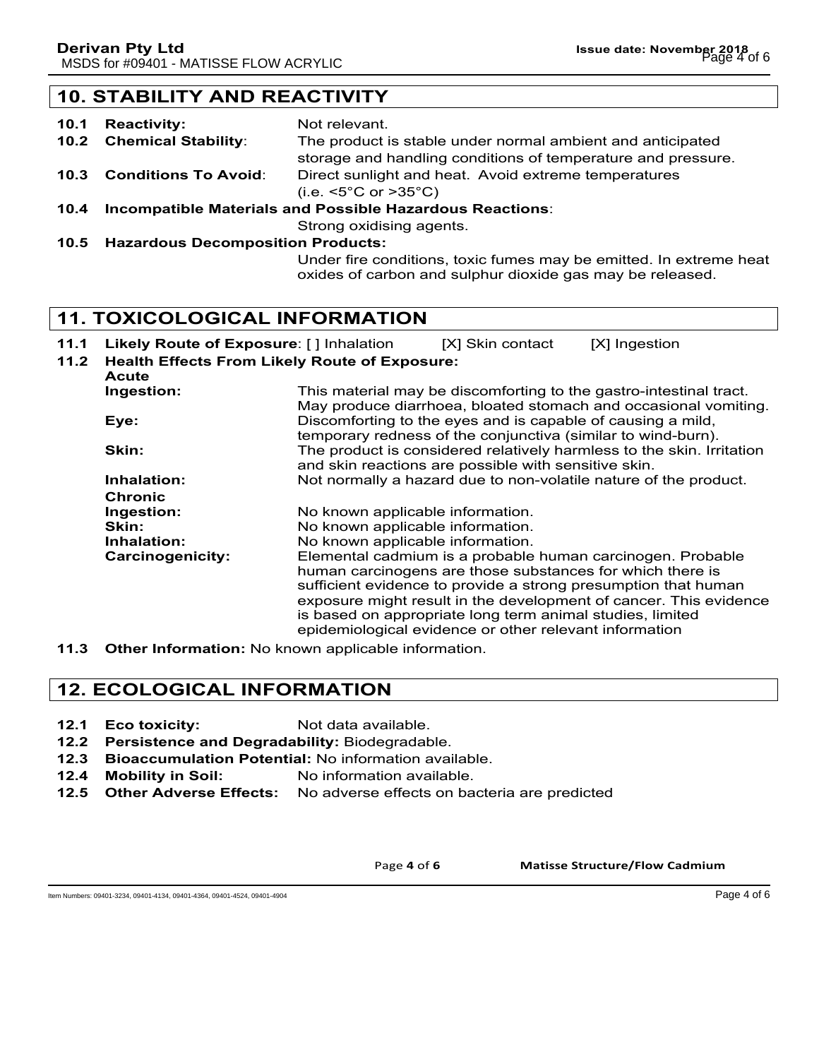## 10. STABILITY AND REACTIVITY

**10.1 Reactivity:** Not relevant.

**10.2 Chemical Stability**: The product is stable under normal ambient and anticipated storage and handling conditions of temperature and pressure.

**10.3 Conditions To Avoid**: Direct sunlight and heat. Avoid extreme temperatures (i.e. <5°C or >35°C)

**10.4 Incompatible Materials and Possible Hazardous Reactions**: Strong oxidising agents.

**10.5 Hazardous Decomposition Products:** Under fire conditions, toxic fumes may be emitted. In extreme heat oxides of carbon and sulphur dioxide gas may be released.

## 11. TOXICOLOGICAL INFORMATION

**11.1 Likely Route of Exposure**: [ ] Inhalation [X] Skin contact [X] Ingestion

**11.2 Health Effects From Likely Route of Exposure:**

**Acute**

**Ingestion:** This material may be discomforting to the gastro-intestinal tract. May produce diarrhoea, bloated stomach and occasional vomiting.

**Eye:** Discomforting to the eyes and is capable of causing a mild, temporary redness of the conjunctiva (similar to wind-burn).

**Skin:** The product is considered relatively harmless to the skin. Irritation and skin reactions are possible with sensitive skin.

**Inhalation:** Not normally a hazard due to non-volatile nature of the product.

**Chronic**

**Ingestion:** No known applicable information.

**Skin:** No known applicable information.

**Inhalation:** No known applicable information.

**Carcinogenicity:** Elemental cadmium is a probable human carcinogen. Probable human carcinogens are those substances for which there is sufficient evidence to provide a strong presumption that human exposure might result in the development of cancer. This evidence is based on appropriate long term animal studies, limited epidemiological evidence or other relevant information

**11.3 Other Information:** No known applicable information.

## 12. ECOLOGICAL INFORMATION

**12.1 Eco toxicity:** Not data available.

**12.2 Persistence and Degradability:** Biodegradable.

**12.3 Bioaccumulation Potential:** No information available.

**12.4 Mobility in Soil:** No information available.

**12.5 Other Adverse Effects:** No adverse effects on bacteria are predicted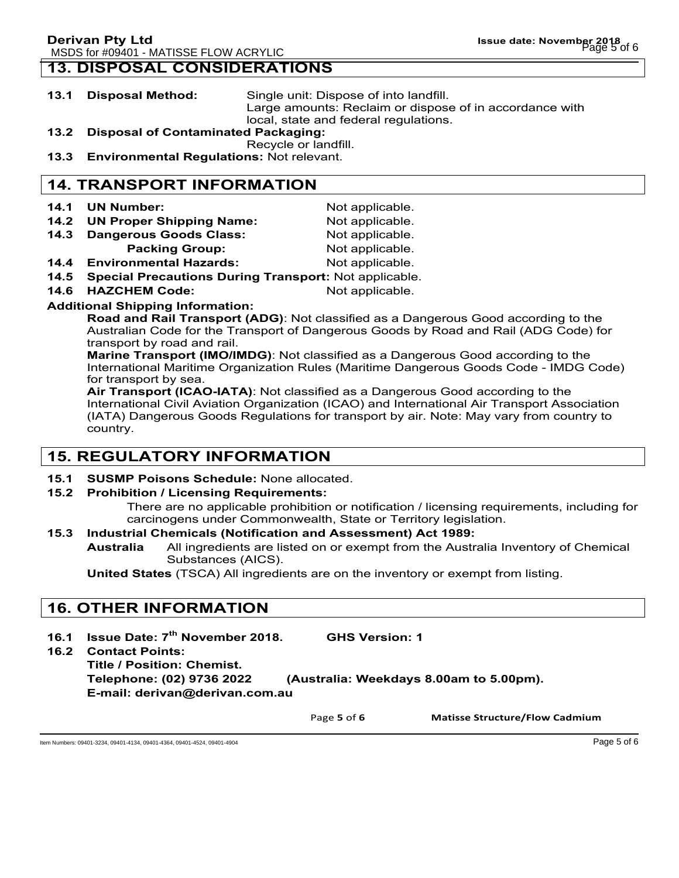## 13. DISPOSAL CONSIDERATIONS

**13.1 Disposal Method:** Single unit: Dispose of into landfill.
Large amounts: Reclaim or dispose of in accordance with local, state and federal regulations.

**13.2 Disposal of Contaminated Packaging:**
Recycle or landfill.

**13.3 Environmental Regulations:** Not relevant.

## 14. TRANSPORT INFORMATION

**14.1 UN Number:** Not applicable.
**14.2 UN Proper Shipping Name:** Not applicable.
**14.3 Dangerous Goods Class:** Not applicable.
**Packing Group:** Not applicable.
**14.4 Environmental Hazards:** Not applicable.
**14.5 Special Precautions During Transport:** Not applicable.
**14.6 HAZCHEM Code:** Not applicable.

**Additional Shipping Information:**

**Road and Rail Transport (ADG)**: Not classified as a Dangerous Good according to the Australian Code for the Transport of Dangerous Goods by Road and Rail (ADG Code) for transport by road and rail.

**Marine Transport (IMO/IMDG)**: Not classified as a Dangerous Good according to the International Maritime Organization Rules (Maritime Dangerous Goods Code - IMDG Code) for transport by sea.

**Air Transport (ICAO-IATA)**: Not classified as a Dangerous Good according to the International Civil Aviation Organization (ICAO) and International Air Transport Association (IATA) Dangerous Goods Regulations for transport by air. Note: May vary from country to country.

## 15. REGULATORY INFORMATION

**15.1 SUSMP Poisons Schedule:** None allocated.

**15.2 Prohibition / Licensing Requirements:**
There are no applicable prohibition or notification / licensing requirements, including for carcinogens under Commonwealth, State or Territory legislation.

**15.3 Industrial Chemicals (Notification and Assessment) Act 1989:**

**Australia** All ingredients are listed on or exempt from the Australia Inventory of Chemical Substances (AICS).

**United States** (TSCA) All ingredients are on the inventory or exempt from listing.

## 16. OTHER INFORMATION

**16.1 Issue Date: 7th November 2018.** **GHS Version: 1**

**16.2 Contact Points:**
**Title / Position: Chemist.**
**Telephone: (02) 9736 2022** **(Australia: Weekdays 8.00am to 5.00pm).**
**E-mail: derivan@derivan.com.au**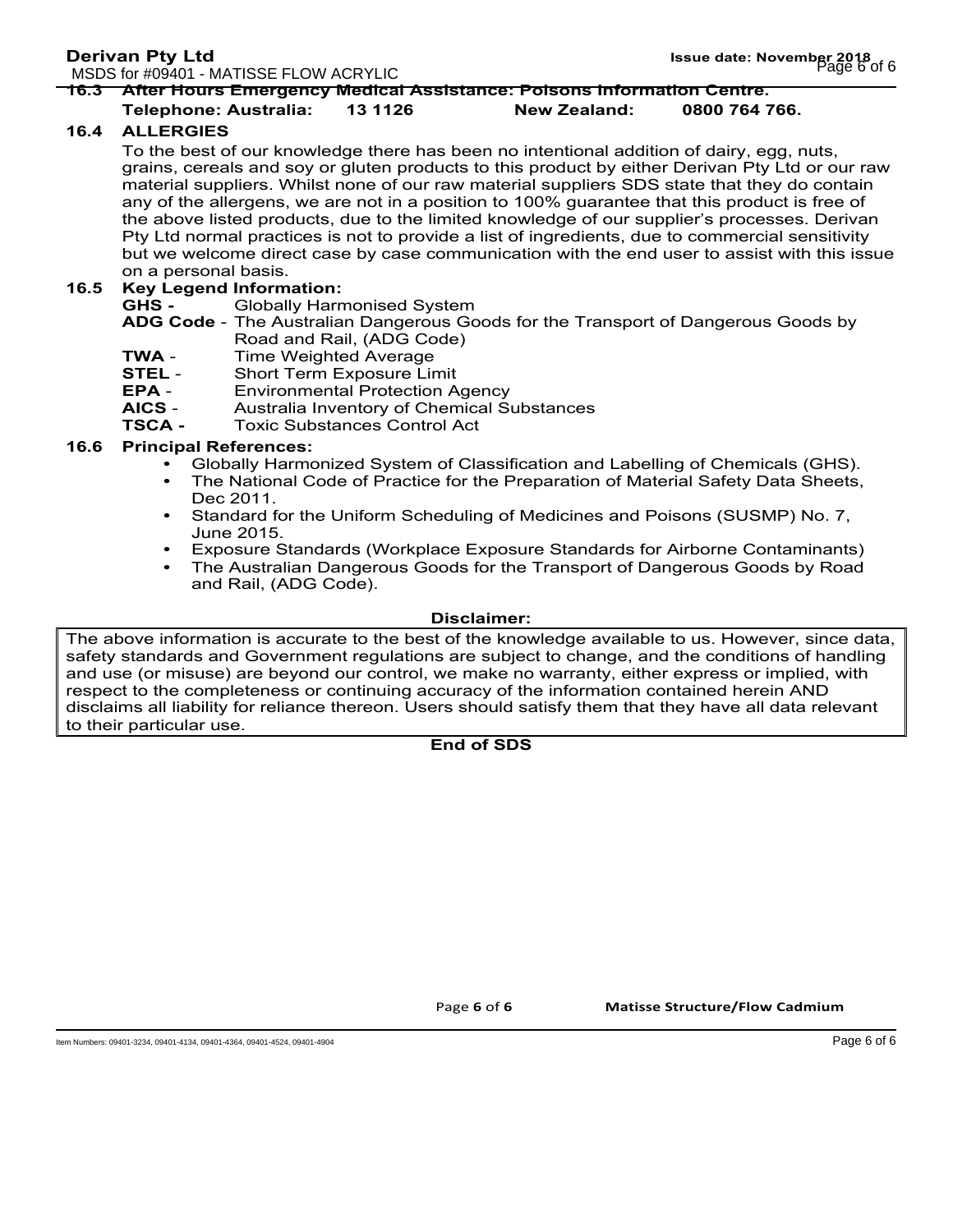**16.3 After Hours Emergency Medical Assistance: Poisons Information Centre.**

**Telephone: Australia: 13 1126 New Zealand: 0800 764 766.**

**16.4 ALLERGIES**

To the best of our knowledge there has been no intentional addition of dairy, egg, nuts, grains, cereals and soy or gluten products to this product by either Derivan Pty Ltd or our raw material suppliers. Whilst none of our raw material suppliers SDS state that they do contain any of the allergens, we are not in a position to 100% guarantee that this product is free of the above listed products, due to the limited knowledge of our supplier's processes. Derivan Pty Ltd normal practices is not to provide a list of ingredients, due to commercial sensitivity but we welcome direct case by case communication with the end user to assist with this issue on a personal basis.

**16.5 Key Legend Information:**

- **GHS -** Globally Harmonised System
- **ADG Code** - The Australian Dangerous Goods for the Transport of Dangerous Goods by Road and Rail, (ADG Code)
- **TWA** - Time Weighted Average
- **STEL** - Short Term Exposure Limit
- **EPA** - Environmental Protection Agency
- **AICS** - Australia Inventory of Chemical Substances
- **TSCA -** Toxic Substances Control Act

**16.6 Principal References:**

- Globally Harmonized System of Classification and Labelling of Chemicals (GHS).
- The National Code of Practice for the Preparation of Material Safety Data Sheets, Dec 2011.
- Standard for the Uniform Scheduling of Medicines and Poisons (SUSMP) No. 7, June 2015.
- Exposure Standards (Workplace Exposure Standards for Airborne Contaminants)
- The Australian Dangerous Goods for the Transport of Dangerous Goods by Road and Rail, (ADG Code).

**Disclaimer:**

The above information is accurate to the best of the knowledge available to us. However, since data, safety standards and Government regulations are subject to change, and the conditions of handling and use (or misuse) are beyond our control, we make no warranty, either express or implied, with respect to the completeness or continuing accuracy of the information contained herein AND disclaims all liability for reliance thereon. Users should satisfy them that they have all data relevant to their particular use.

**End of SDS**

Item Numbers: 09401-3234, 09401-4134, 09401-4364, 09401-4524, 09401-4904